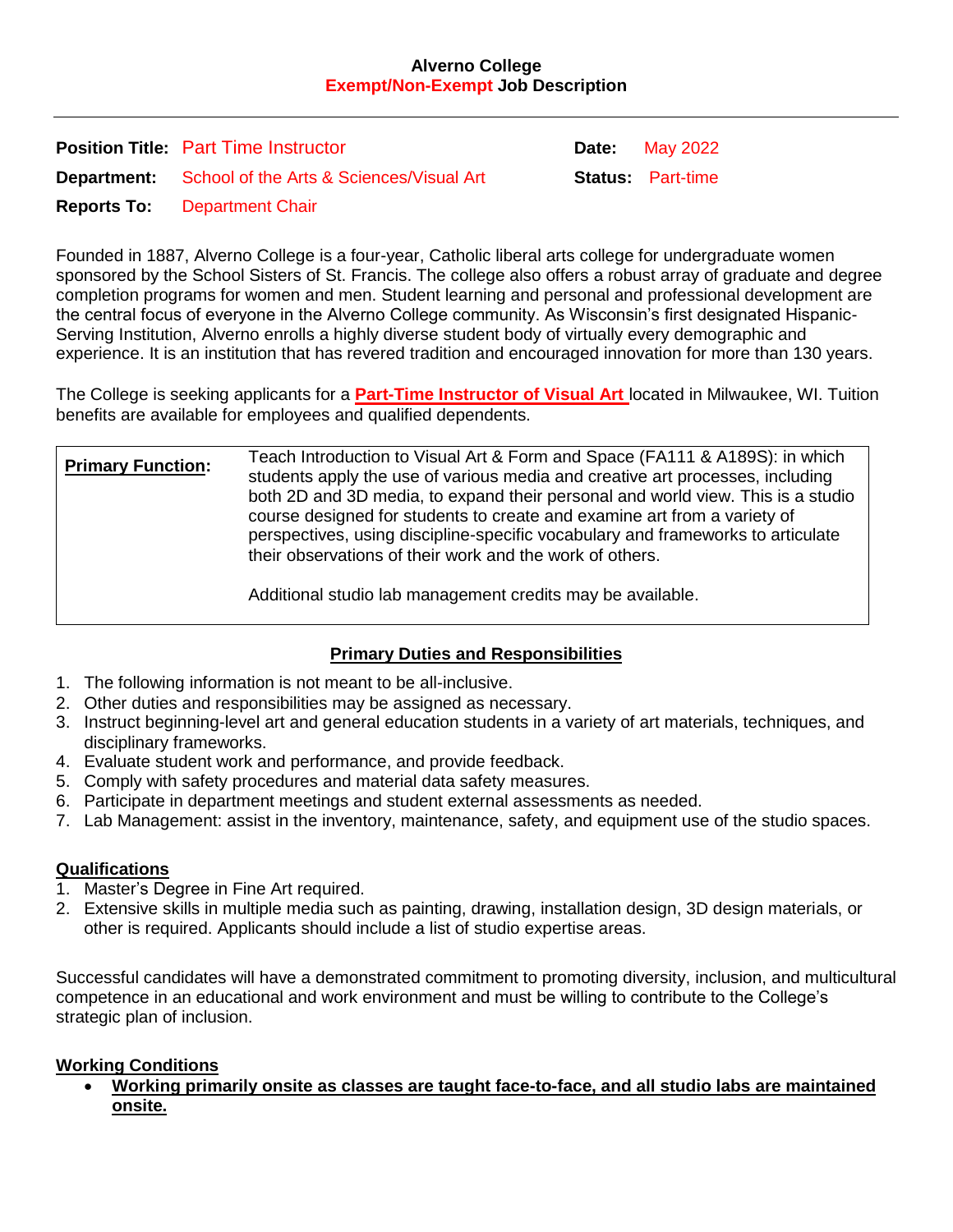**Alverno College**
**Exempt/Non-Exempt Job Description**

---

| | | | |
|---|---|---|---|
| **Position Title:** | Part Time Instructor | **Date:** | May 2022 |
| **Department:** | School of the Arts & Sciences/Visual Art | **Status:** | Part-time |
| **Reports To:** | Department Chair | | |

Founded in 1887, Alverno College is a four-year, Catholic liberal arts college for undergraduate women sponsored by the School Sisters of St. Francis. The college also offers a robust array of graduate and degree completion programs for women and men. Student learning and personal and professional development are the central focus of everyone in the Alverno College community. As Wisconsin's first designated Hispanic-Serving Institution, Alverno enrolls a highly diverse student body of virtually every demographic and experience. It is an institution that has revered tradition and encouraged innovation for more than 130 years.

The College is seeking applicants for a **Part-Time Instructor of Visual Art** located in Milwaukee, WI. Tuition benefits are available for employees and qualified dependents.

| | |
|---|---|
| **Primary Function:** | Teach Introduction to Visual Art & Form and Space (FA111 & A189S): in which students apply the use of various media and creative art processes, including both 2D and 3D media, to expand their personal and world view. This is a studio course designed for students to create and examine art from a variety of perspectives, using discipline-specific vocabulary and frameworks to articulate their observations of their work and the work of others.<br><br>Additional studio lab management credits may be available. |

## Primary Duties and Responsibilities

1. The following information is not meant to be all-inclusive.
2. Other duties and responsibilities may be assigned as necessary.
3. Instruct beginning-level art and general education students in a variety of art materials, techniques, and disciplinary frameworks.
4. Evaluate student work and performance, and provide feedback.
5. Comply with safety procedures and material data safety measures.
6. Participate in department meetings and student external assessments as needed.
7. Lab Management: assist in the inventory, maintenance, safety, and equipment use of the studio spaces.

## Qualifications

1. Master's Degree in Fine Art required.
2. Extensive skills in multiple media such as painting, drawing, installation design, 3D design materials, or other is required. Applicants should include a list of studio expertise areas.

Successful candidates will have a demonstrated commitment to promoting diversity, inclusion, and multicultural competence in an educational and work environment and must be willing to contribute to the College's strategic plan of inclusion.

## Working Conditions

- **Working primarily onsite as classes are taught face-to-face, and all studio labs are maintained onsite.**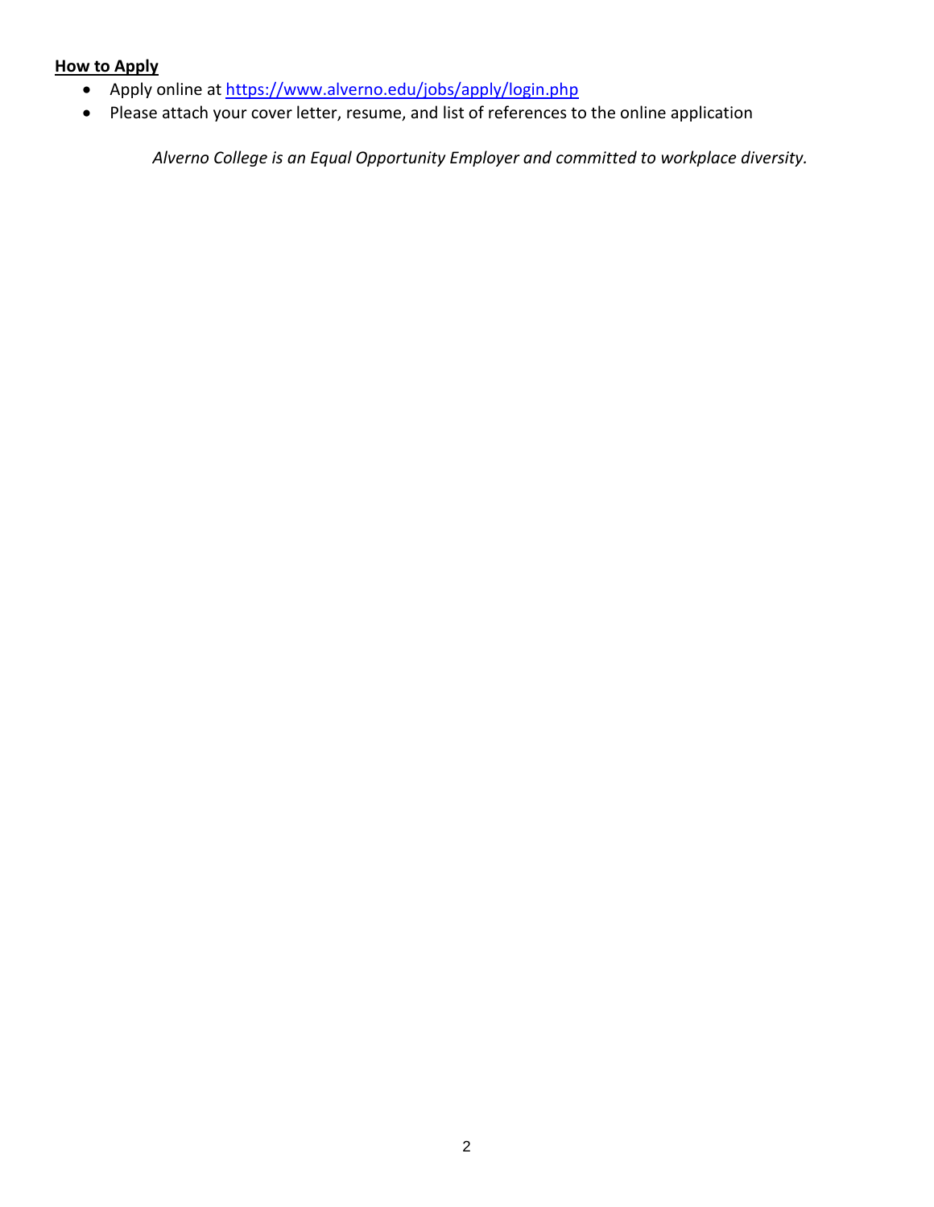## How to Apply

- Apply online at https://www.alverno.edu/jobs/apply/login.php
- Please attach your cover letter, resume, and list of references to the online application

*Alverno College is an Equal Opportunity Employer and committed to workplace diversity.*